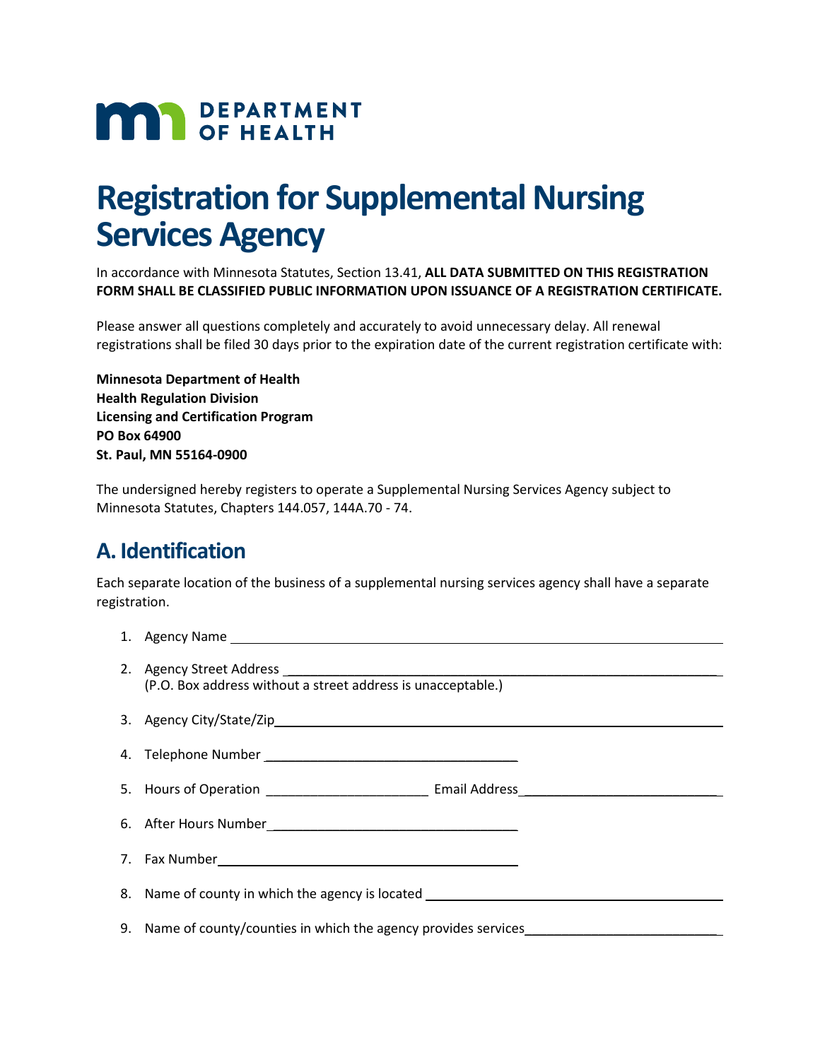MN DEPARTMENT OF HEALTH

# Registration for Supplemental Nursing Services Agency

In accordance with Minnesota Statutes, Section 13.41, **ALL DATA SUBMITTED ON THIS REGISTRATION FORM SHALL BE CLASSIFIED PUBLIC INFORMATION UPON ISSUANCE OF A REGISTRATION CERTIFICATE.**

Please answer all questions completely and accurately to avoid unnecessary delay. All renewal registrations shall be filed 30 days prior to the expiration date of the current registration certificate with:

**Minnesota Department of Health**
**Health Regulation Division**
**Licensing and Certification Program**
**PO Box 64900**
**St. Paul, MN 55164-0900**

The undersigned hereby registers to operate a Supplemental Nursing Services Agency subject to Minnesota Statutes, Chapters 144.057, 144A.70 - 74.

## A. Identification

Each separate location of the business of a supplemental nursing services agency shall have a separate registration.

1. Agency Name ________________________________
2. Agency Street Address ________________________________
   (P.O. Box address without a street address is unacceptable.)
3. Agency City/State/Zip ________________________________
4. Telephone Number ________________________________
5. Hours of Operation ______________________ Email Address ________________________________
6. After Hours Number ________________________________
7. Fax Number ________________________________
8. Name of county in which the agency is located ________________________________
9. Name of county/counties in which the agency provides services ________________________________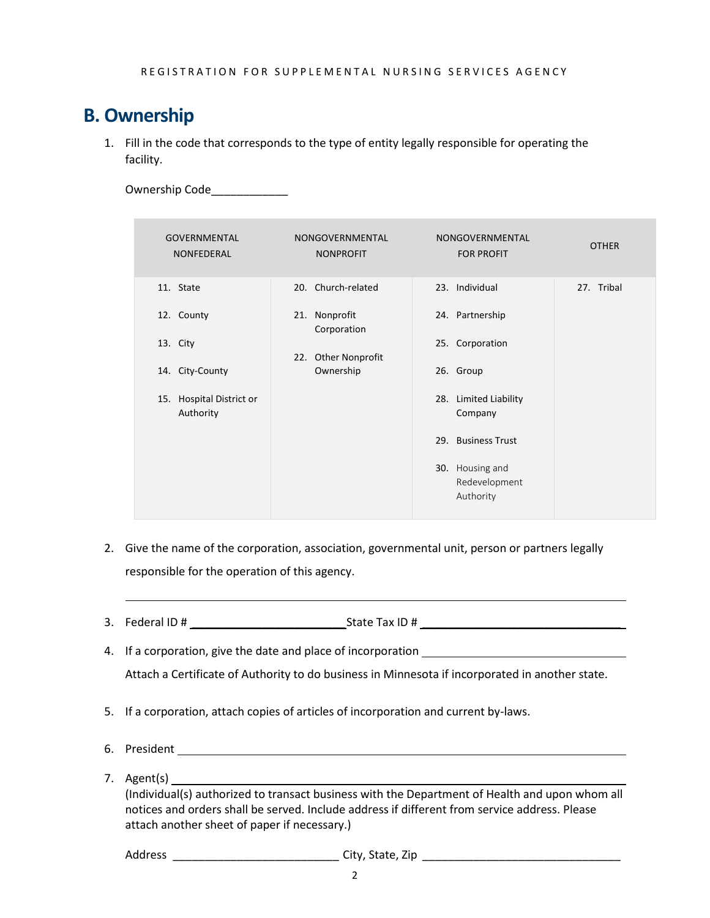## B. Ownership

1. Fill in the code that corresponds to the type of entity legally responsible for operating the facility.

   Ownership Code____________

| GOVERNMENTAL NONFEDERAL | NONGOVERNMENTAL NONPROFIT | NONGOVERNMENTAL FOR PROFIT | OTHER |
|---|---|---|---|
| 11. State | 20. Church-related | 23. Individual | 27. Tribal |
| 12. County | 21. Nonprofit Corporation | 24. Partnership | |
| 13. City | 22. Other Nonprofit Ownership | 25. Corporation | |
| 14. City-County | | 26. Group | |
| 15. Hospital District or Authority | | 28. Limited Liability Company | |
| | | 29. Business Trust | |
| | | 30. Housing and Redevelopment Authority | |

2. Give the name of the corporation, association, governmental unit, person or partners legally responsible for the operation of this agency.

   ______________________________________________________________

3. Federal ID # _________________________ State Tax ID # _________________________________

4. If a corporation, give the date and place of incorporation _________________________________

   Attach a Certificate of Authority to do business in Minnesota if incorporated in another state.

5. If a corporation, attach copies of articles of incorporation and current by-laws.

6. President ______________________________________________________________

7. Agent(s) ______________________________________________________________

   (Individual(s) authorized to transact business with the Department of Health and upon whom all notices and orders shall be served. Include address if different from service address. Please attach another sheet of paper if necessary.)

   Address __________________________ City, State, Zip _______________________________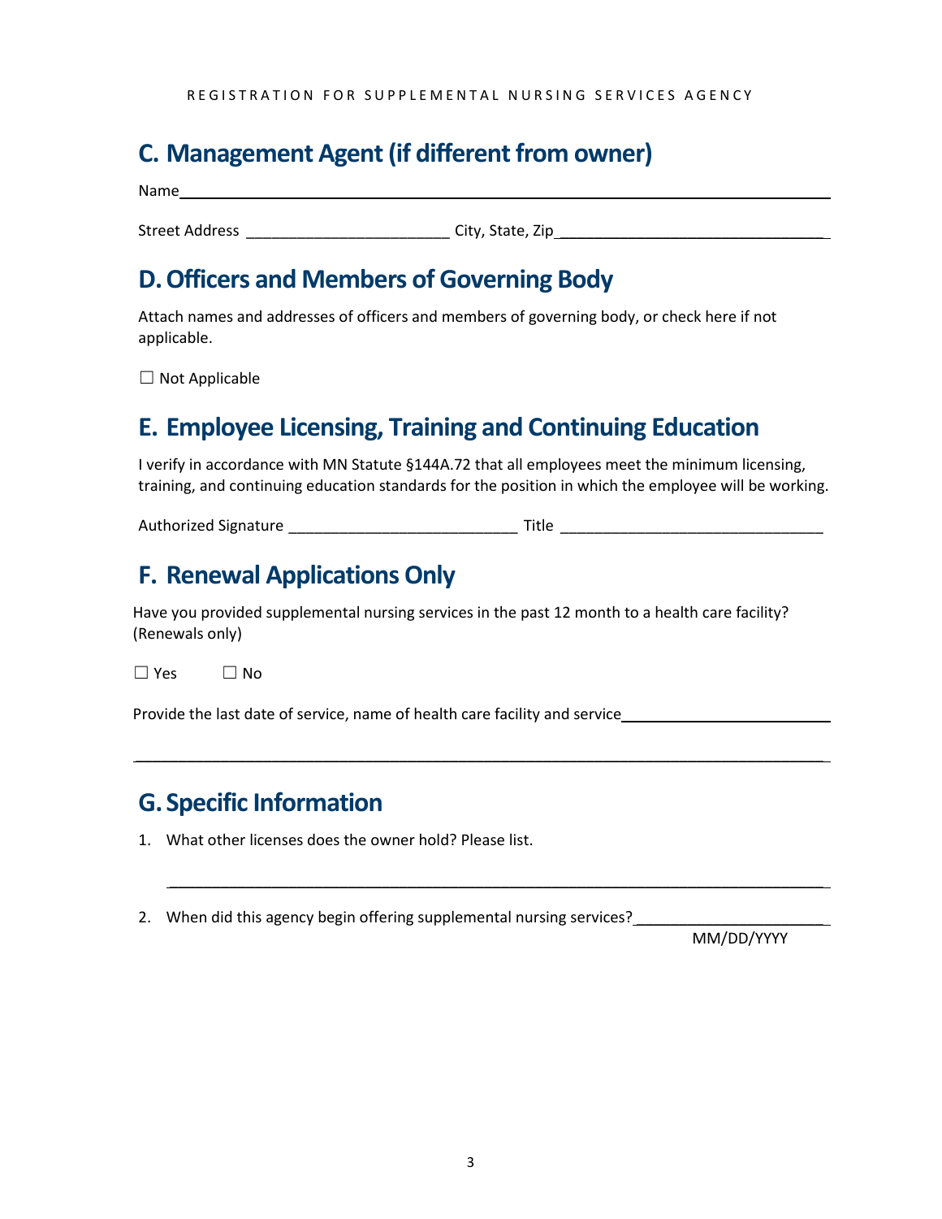## C. Management Agent (if different from owner)

Name________________________________________________________________

Street Address ________________________ City, State, Zip________________________________

## D. Officers and Members of Governing Body

Attach names and addresses of officers and members of governing body, or check here if not applicable.

☐ Not Applicable

## E. Employee Licensing, Training and Continuing Education

I verify in accordance with MN Statute §144A.72 that all employees meet the minimum licensing, training, and continuing education standards for the position in which the employee will be working.

Authorized Signature ___________________________ Title ______________________________

## F. Renewal Applications Only

Have you provided supplemental nursing services in the past 12 month to a health care facility? (Renewals only)

☐ Yes ☐ No

Provide the last date of service, name of health care facility and service________________________

________________________________________________________________________________

## G. Specific Information

1. What other licenses does the owner hold? Please list.

   ________________________________________________________________________________

2. When did this agency begin offering supplemental nursing services?______________________
   MM/DD/YYYY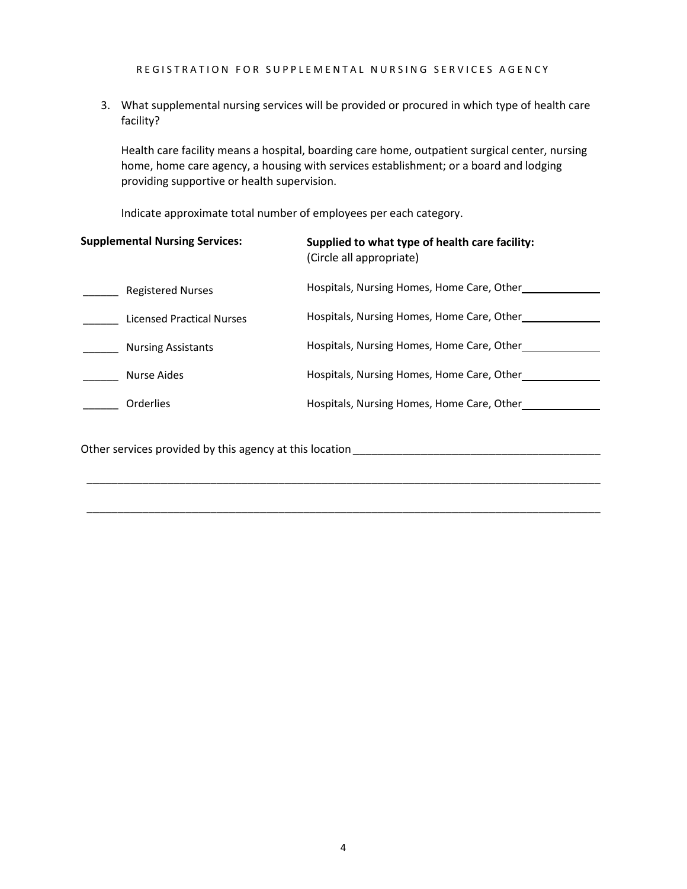3. What supplemental nursing services will be provided or procured in which type of health care facility?

   Health care facility means a hospital, boarding care home, outpatient surgical center, nursing home, home care agency, a housing with services establishment; or a board and lodging providing supportive or health supervision.

   Indicate approximate total number of employees per each category.

| **Supplemental Nursing Services:** | **Supplied to what type of health care facility:** (Circle all appropriate) |
|---|---|
| ______ Registered Nurses | Hospitals, Nursing Homes, Home Care, Other______________ |
| ______ Licensed Practical Nurses | Hospitals, Nursing Homes, Home Care, Other______________ |
| ______ Nursing Assistants | Hospitals, Nursing Homes, Home Care, Other______________ |
| ______ Nurse Aides | Hospitals, Nursing Homes, Home Care, Other______________ |
| ______ Orderlies | Hospitals, Nursing Homes, Home Care, Other______________ |

Other services provided by this agency at this location ________________________________________

________________________________________________________________________________________

________________________________________________________________________________________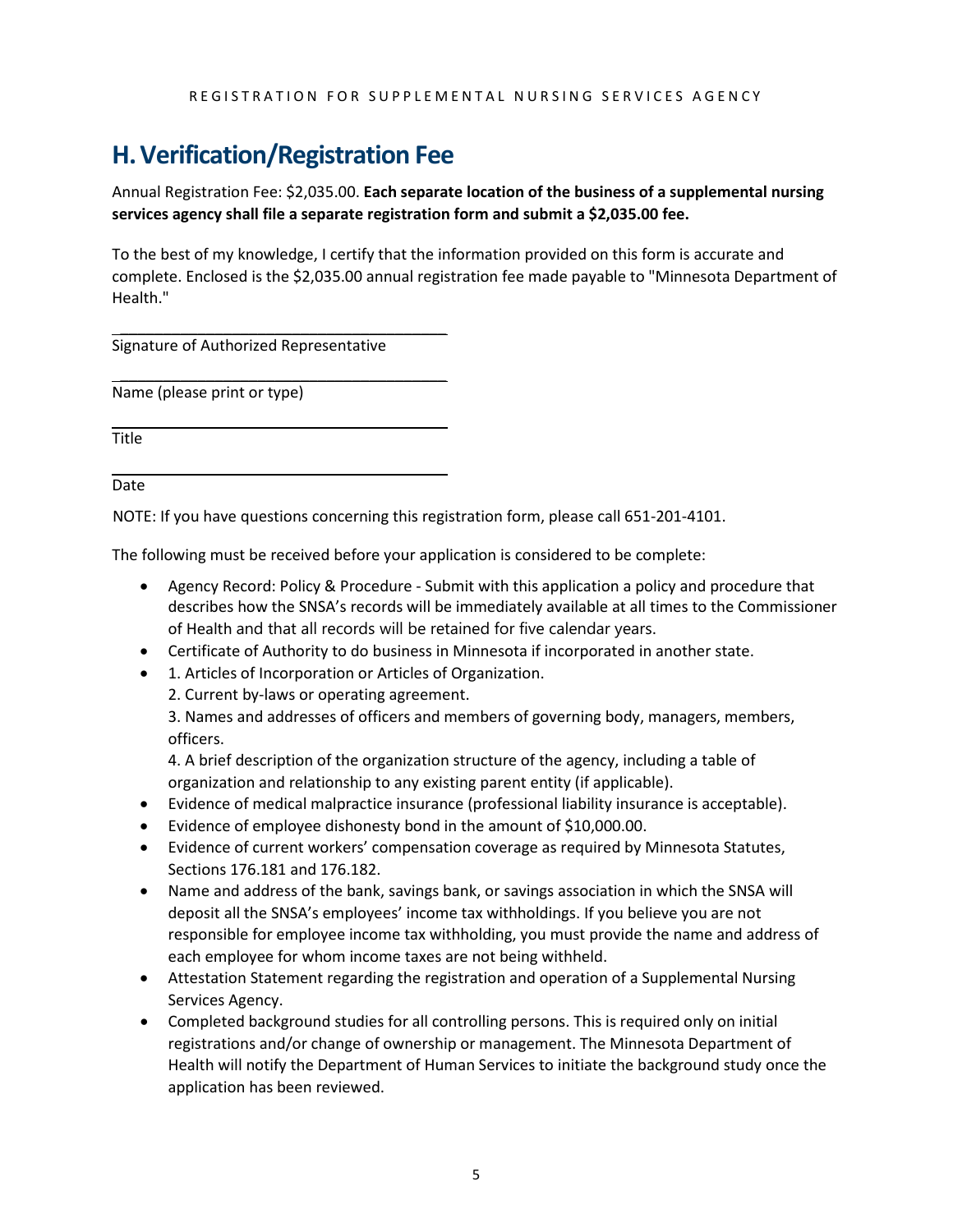## H. Verification/Registration Fee

Annual Registration Fee: $2,035.00. **Each separate location of the business of a supplemental nursing services agency shall file a separate registration form and submit a $2,035.00 fee.**

To the best of my knowledge, I certify that the information provided on this form is accurate and complete. Enclosed is the $2,035.00 annual registration fee made payable to "Minnesota Department of Health."

\_\_\_\_\_\_\_\_\_\_\_\_\_\_\_\_\_\_\_\_\_\_\_\_\_\_\_\_\_\_\_\_\_\_\_\_\_\_\_\_

Signature of Authorized Representative

\_\_\_\_\_\_\_\_\_\_\_\_\_\_\_\_\_\_\_\_\_\_\_\_\_\_\_\_\_\_\_\_\_\_\_\_\_\_\_\_

Name (please print or type)

\_\_\_\_\_\_\_\_\_\_\_\_\_\_\_\_\_\_\_\_\_\_\_\_\_\_\_\_\_\_\_\_\_\_\_\_\_\_\_\_

Title

\_\_\_\_\_\_\_\_\_\_\_\_\_\_\_\_\_\_\_\_\_\_\_\_\_\_\_\_\_\_\_\_\_\_\_\_\_\_\_\_

Date

NOTE: If you have questions concerning this registration form, please call 651-201-4101.

The following must be received before your application is considered to be complete:

- Agency Record: Policy & Procedure - Submit with this application a policy and procedure that describes how the SNSA's records will be immediately available at all times to the Commissioner of Health and that all records will be retained for five calendar years.
- Certificate of Authority to do business in Minnesota if incorporated in another state.
- 1. Articles of Incorporation or Articles of Organization.
  2. Current by-laws or operating agreement.
  3. Names and addresses of officers and members of governing body, managers, members, officers.
  4. A brief description of the organization structure of the agency, including a table of organization and relationship to any existing parent entity (if applicable).
- Evidence of medical malpractice insurance (professional liability insurance is acceptable).
- Evidence of employee dishonesty bond in the amount of $10,000.00.
- Evidence of current workers' compensation coverage as required by Minnesota Statutes, Sections 176.181 and 176.182.
- Name and address of the bank, savings bank, or savings association in which the SNSA will deposit all the SNSA's employees' income tax withholdings. If you believe you are not responsible for employee income tax withholding, you must provide the name and address of each employee for whom income taxes are not being withheld.
- Attestation Statement regarding the registration and operation of a Supplemental Nursing Services Agency.
- Completed background studies for all controlling persons. This is required only on initial registrations and/or change of ownership or management. The Minnesota Department of Health will notify the Department of Human Services to initiate the background study once the application has been reviewed.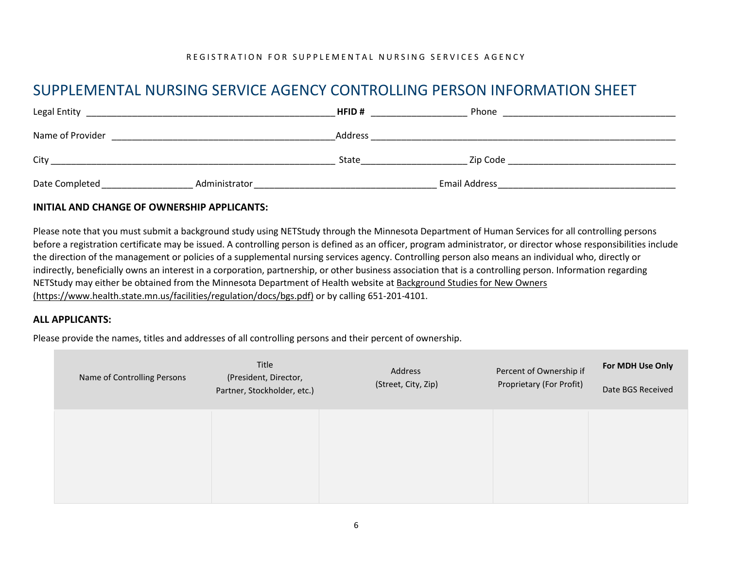# SUPPLEMENTAL NURSING SERVICE AGENCY CONTROLLING PERSON INFORMATION SHEET

Legal Entity ______________________________________________ **HFID #** _________________ Phone ________________________________

Name of Provider ________________________________________Address __________________________________________________________

City ______________________________________________________ State____________________ Zip Code ________________________________

Date Completed_________________ Administrator__________________________________ Email Address_________________________________

**INITIAL AND CHANGE OF OWNERSHIP APPLICANTS:**

Please note that you must submit a background study using NETStudy through the Minnesota Department of Human Services for all controlling persons before a registration certificate may be issued. A controlling person is defined as an officer, program administrator, or director whose responsibilities include the direction of the management or policies of a supplemental nursing services agency. Controlling person also means an individual who, directly or indirectly, beneficially owns an interest in a corporation, partnership, or other business association that is a controlling person. Information regarding NETStudy may either be obtained from the Minnesota Department of Health website at Background Studies for New Owners (https://www.health.state.mn.us/facilities/regulation/docs/bgs.pdf) or by calling 651-201-4101.

**ALL APPLICANTS:**

Please provide the names, titles and addresses of all controlling persons and their percent of ownership.

| Name of Controlling Persons | Title (President, Director, Partner, Stockholder, etc.) | Address (Street, City, Zip) | Percent of Ownership if Proprietary (For Profit) | **For MDH Use Only** Date BGS Received |
|---|---|---|---|---|
| | | | | |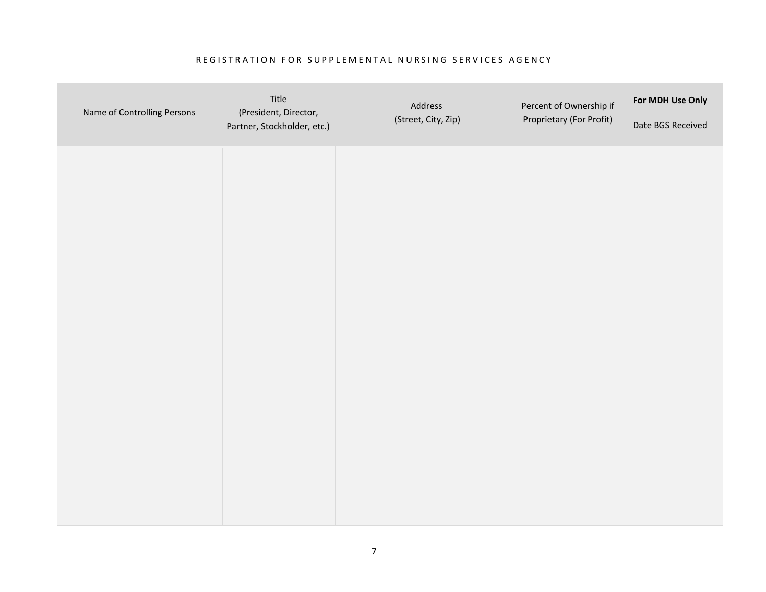REGISTRATION FOR SUPPLEMENTAL NURSING SERVICES AGENCY

| Name of Controlling Persons | Title (President, Director, Partner, Stockholder, etc.) | Address (Street, City, Zip) | Percent of Ownership if Proprietary (For Profit) | **For MDH Use Only** Date BGS Received |
|---|---|---|---|---|
| | | | | |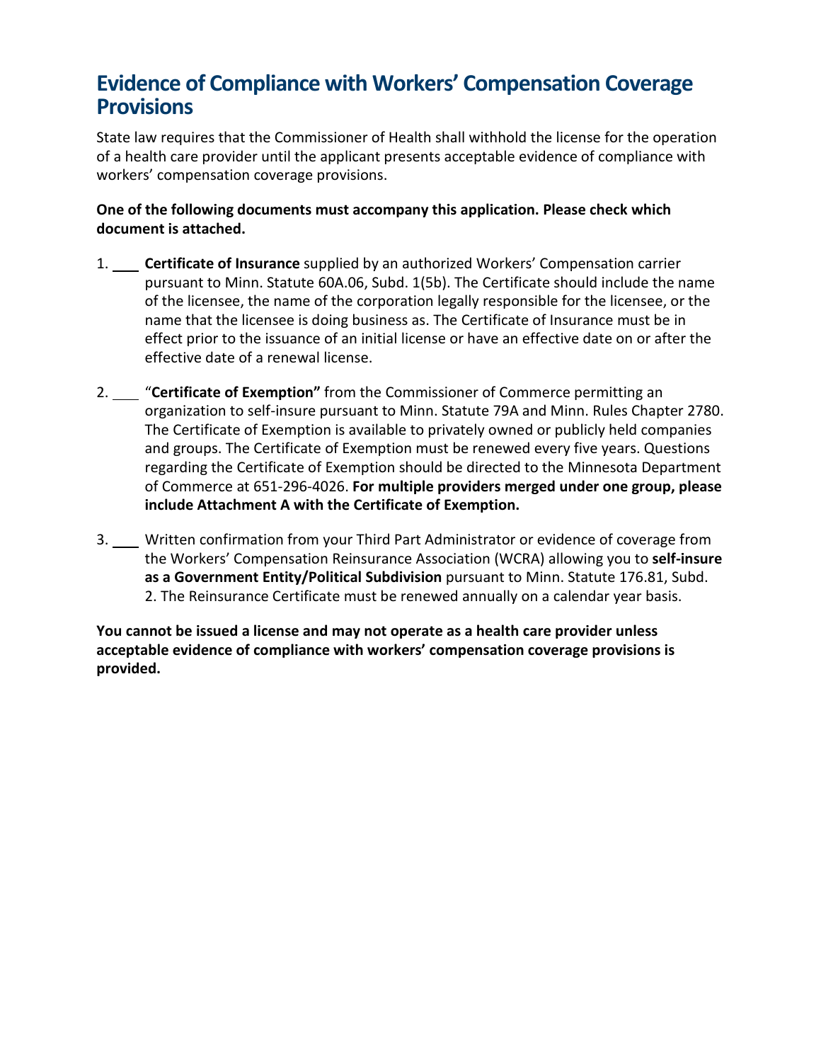# Evidence of Compliance with Workers' Compensation Coverage Provisions

State law requires that the Commissioner of Health shall withhold the license for the operation of a health care provider until the applicant presents acceptable evidence of compliance with workers' compensation coverage provisions.

**One of the following documents must accompany this application. Please check which document is attached.**

1. ___ **Certificate of Insurance** supplied by an authorized Workers' Compensation carrier pursuant to Minn. Statute 60A.06, Subd. 1(5b). The Certificate should include the name of the licensee, the name of the corporation legally responsible for the licensee, or the name that the licensee is doing business as. The Certificate of Insurance must be in effect prior to the issuance of an initial license or have an effective date on or after the effective date of a renewal license.

2. ___ "**Certificate of Exemption"** from the Commissioner of Commerce permitting an organization to self-insure pursuant to Minn. Statute 79A and Minn. Rules Chapter 2780. The Certificate of Exemption is available to privately owned or publicly held companies and groups. The Certificate of Exemption must be renewed every five years. Questions regarding the Certificate of Exemption should be directed to the Minnesota Department of Commerce at 651-296-4026. **For multiple providers merged under one group, please include Attachment A with the Certificate of Exemption.**

3. ___ Written confirmation from your Third Part Administrator or evidence of coverage from the Workers' Compensation Reinsurance Association (WCRA) allowing you to **self-insure as a Government Entity/Political Subdivision** pursuant to Minn. Statute 176.81, Subd. 2. The Reinsurance Certificate must be renewed annually on a calendar year basis.

**You cannot be issued a license and may not operate as a health care provider unless acceptable evidence of compliance with workers' compensation coverage provisions is provided.**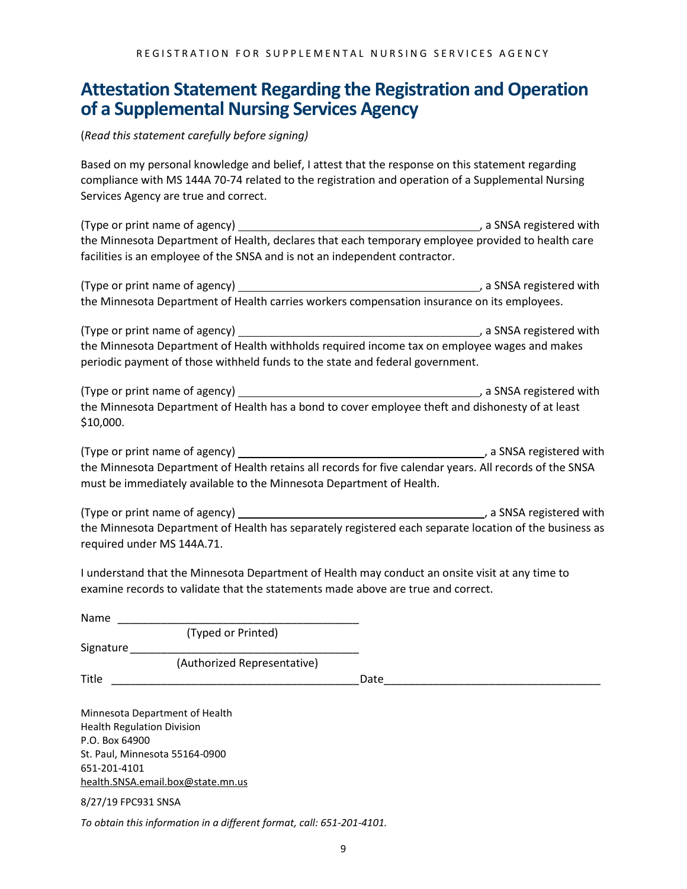# Attestation Statement Regarding the Registration and Operation of a Supplemental Nursing Services Agency

(*Read this statement carefully before signing)*

Based on my personal knowledge and belief, I attest that the response on this statement regarding compliance with MS 144A 70-74 related to the registration and operation of a Supplemental Nursing Services Agency are true and correct.

(Type or print name of agency) ________________________________________, a SNSA registered with the Minnesota Department of Health, declares that each temporary employee provided to health care facilities is an employee of the SNSA and is not an independent contractor.

(Type or print name of agency) ________________________________________, a SNSA registered with the Minnesota Department of Health carries workers compensation insurance on its employees.

(Type or print name of agency) ________________________________________, a SNSA registered with the Minnesota Department of Health withholds required income tax on employee wages and makes periodic payment of those withheld funds to the state and federal government.

(Type or print name of agency) ________________________________________, a SNSA registered with the Minnesota Department of Health has a bond to cover employee theft and dishonesty of at least $10,000.

(Type or print name of agency) ________________________________________, a SNSA registered with the Minnesota Department of Health retains all records for five calendar years. All records of the SNSA must be immediately available to the Minnesota Department of Health.

(Type or print name of agency) ________________________________________, a SNSA registered with the Minnesota Department of Health has separately registered each separate location of the business as required under MS 144A.71.

I understand that the Minnesota Department of Health may conduct an onsite visit at any time to examine records to validate that the statements made above are true and correct.

Name ________________________________________
(Typed or Printed)

Signature ________________________________________
(Authorized Representative)

Title ________________________________________ Date ________________________________________

Minnesota Department of Health
Health Regulation Division
P.O. Box 64900
St. Paul, Minnesota 55164-0900
651-201-4101
health.SNSA.email.box@state.mn.us

8/27/19 FPC931 SNSA

*To obtain this information in a different format, call: 651-201-4101.*